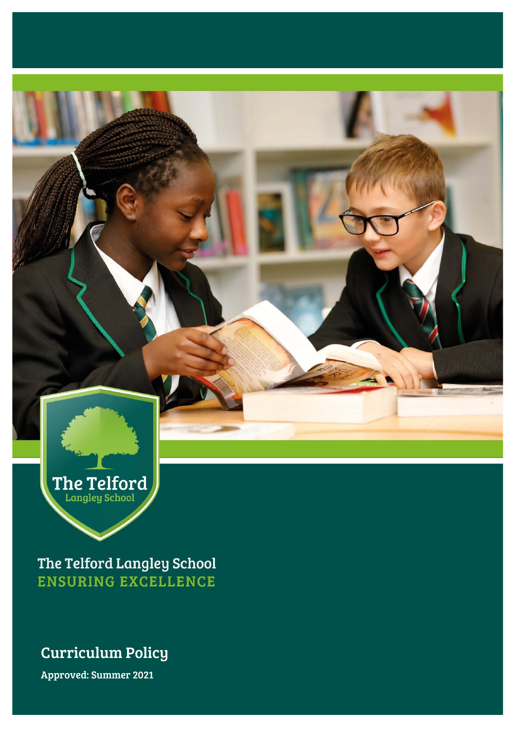The Telford Langley School

# The Telford Langley School
## ENSURING EXCELLENCE

## Curriculum Policy

**Approved: Summer 2021**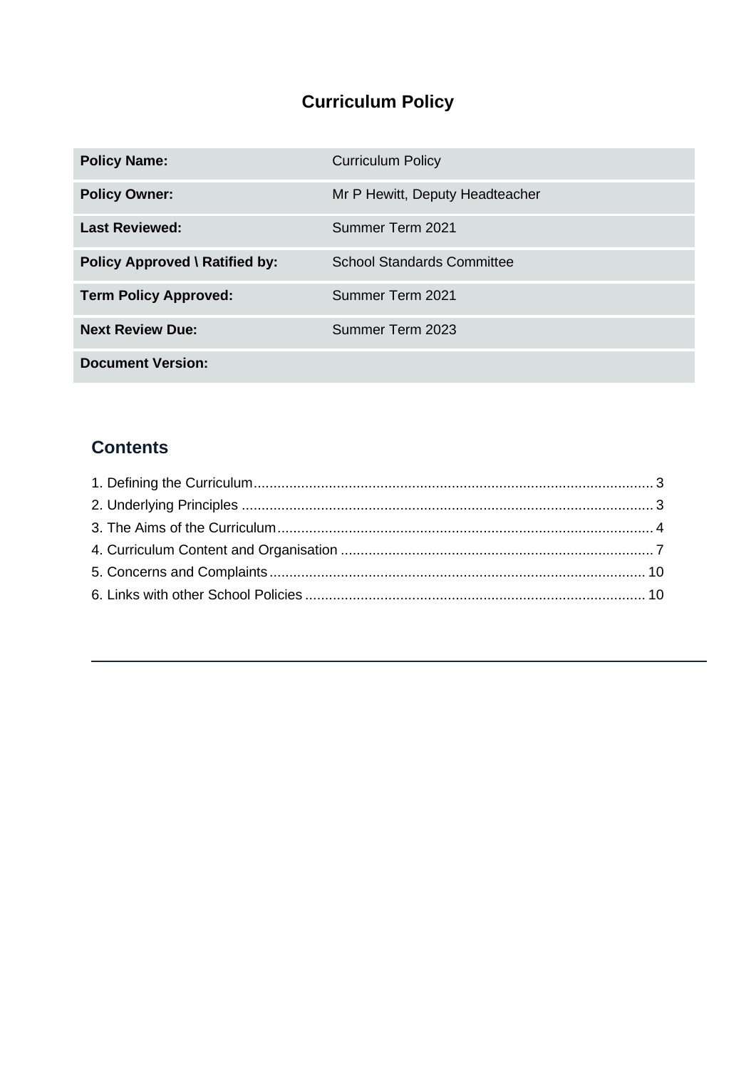# Curriculum Policy

| | |
|---|---|
| **Policy Name:** | Curriculum Policy |
| **Policy Owner:** | Mr P Hewitt, Deputy Headteacher |
| **Last Reviewed:** | Summer Term 2021 |
| **Policy Approved \ Ratified by:** | School Standards Committee |
| **Term Policy Approved:** | Summer Term 2021 |
| **Next Review Due:** | Summer Term 2023 |
| **Document Version:** | |

## Contents

1. Defining the Curriculum ... 3
2. Underlying Principles ... 3
3. The Aims of the Curriculum ... 4
4. Curriculum Content and Organisation ... 7
5. Concerns and Complaints ... 10
6. Links with other School Policies ... 10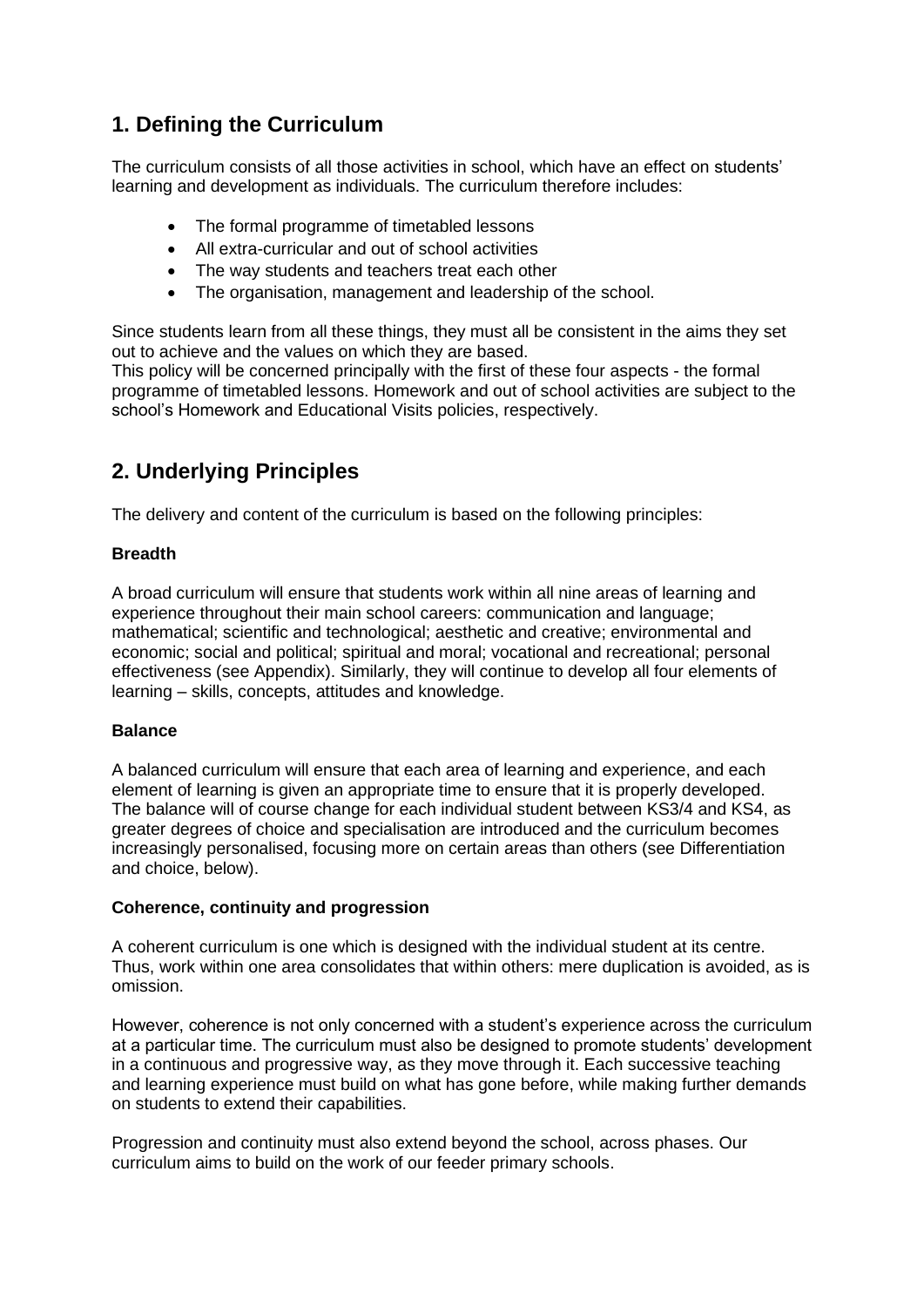## 1. Defining the Curriculum

The curriculum consists of all those activities in school, which have an effect on students' learning and development as individuals. The curriculum therefore includes:

- The formal programme of timetabled lessons
- All extra-curricular and out of school activities
- The way students and teachers treat each other
- The organisation, management and leadership of the school.

Since students learn from all these things, they must all be consistent in the aims they set out to achieve and the values on which they are based.
This policy will be concerned principally with the first of these four aspects - the formal programme of timetabled lessons. Homework and out of school activities are subject to the school's Homework and Educational Visits policies, respectively.

## 2. Underlying Principles

The delivery and content of the curriculum is based on the following principles:

**Breadth**

A broad curriculum will ensure that students work within all nine areas of learning and experience throughout their main school careers: communication and language; mathematical; scientific and technological; aesthetic and creative; environmental and economic; social and political; spiritual and moral; vocational and recreational; personal effectiveness (see Appendix). Similarly, they will continue to develop all four elements of learning – skills, concepts, attitudes and knowledge.

**Balance**

A balanced curriculum will ensure that each area of learning and experience, and each element of learning is given an appropriate time to ensure that it is properly developed. The balance will of course change for each individual student between KS3/4 and KS4, as greater degrees of choice and specialisation are introduced and the curriculum becomes increasingly personalised, focusing more on certain areas than others (see Differentiation and choice, below).

**Coherence, continuity and progression**

A coherent curriculum is one which is designed with the individual student at its centre. Thus, work within one area consolidates that within others: mere duplication is avoided, as is omission.

However, coherence is not only concerned with a student's experience across the curriculum at a particular time. The curriculum must also be designed to promote students' development in a continuous and progressive way, as they move through it. Each successive teaching and learning experience must build on what has gone before, while making further demands on students to extend their capabilities.

Progression and continuity must also extend beyond the school, across phases. Our curriculum aims to build on the work of our feeder primary schools.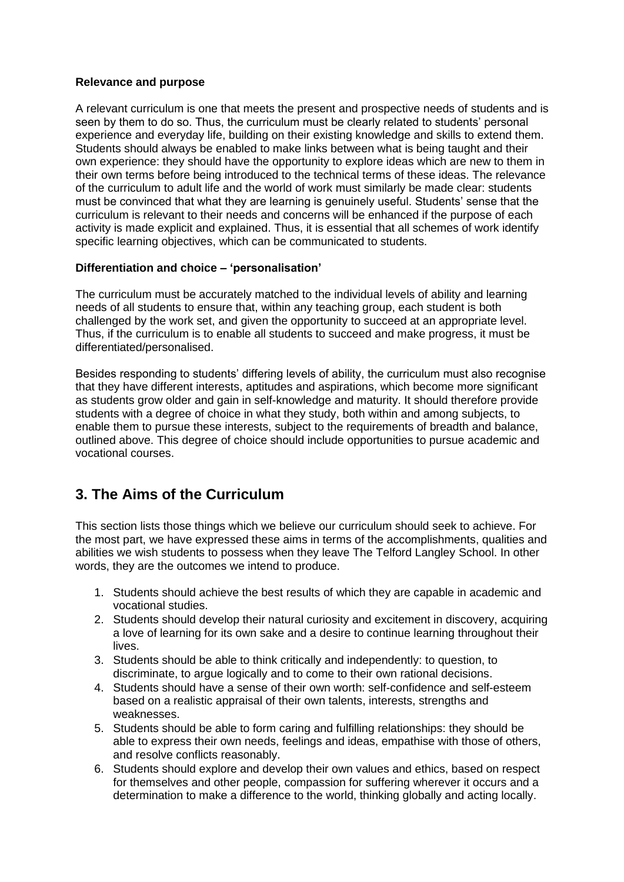**Relevance and purpose**

A relevant curriculum is one that meets the present and prospective needs of students and is seen by them to do so. Thus, the curriculum must be clearly related to students' personal experience and everyday life, building on their existing knowledge and skills to extend them. Students should always be enabled to make links between what is being taught and their own experience: they should have the opportunity to explore ideas which are new to them in their own terms before being introduced to the technical terms of these ideas. The relevance of the curriculum to adult life and the world of work must similarly be made clear: students must be convinced that what they are learning is genuinely useful. Students' sense that the curriculum is relevant to their needs and concerns will be enhanced if the purpose of each activity is made explicit and explained. Thus, it is essential that all schemes of work identify specific learning objectives, which can be communicated to students.

**Differentiation and choice – 'personalisation'**

The curriculum must be accurately matched to the individual levels of ability and learning needs of all students to ensure that, within any teaching group, each student is both challenged by the work set, and given the opportunity to succeed at an appropriate level. Thus, if the curriculum is to enable all students to succeed and make progress, it must be differentiated/personalised.

Besides responding to students' differing levels of ability, the curriculum must also recognise that they have different interests, aptitudes and aspirations, which become more significant as students grow older and gain in self-knowledge and maturity. It should therefore provide students with a degree of choice in what they study, both within and among subjects, to enable them to pursue these interests, subject to the requirements of breadth and balance, outlined above. This degree of choice should include opportunities to pursue academic and vocational courses.

## 3. The Aims of the Curriculum

This section lists those things which we believe our curriculum should seek to achieve. For the most part, we have expressed these aims in terms of the accomplishments, qualities and abilities we wish students to possess when they leave The Telford Langley School. In other words, they are the outcomes we intend to produce.

1. Students should achieve the best results of which they are capable in academic and vocational studies.
2. Students should develop their natural curiosity and excitement in discovery, acquiring a love of learning for its own sake and a desire to continue learning throughout their lives.
3. Students should be able to think critically and independently: to question, to discriminate, to argue logically and to come to their own rational decisions.
4. Students should have a sense of their own worth: self-confidence and self-esteem based on a realistic appraisal of their own talents, interests, strengths and weaknesses.
5. Students should be able to form caring and fulfilling relationships: they should be able to express their own needs, feelings and ideas, empathise with those of others, and resolve conflicts reasonably.
6. Students should explore and develop their own values and ethics, based on respect for themselves and other people, compassion for suffering wherever it occurs and a determination to make a difference to the world, thinking globally and acting locally.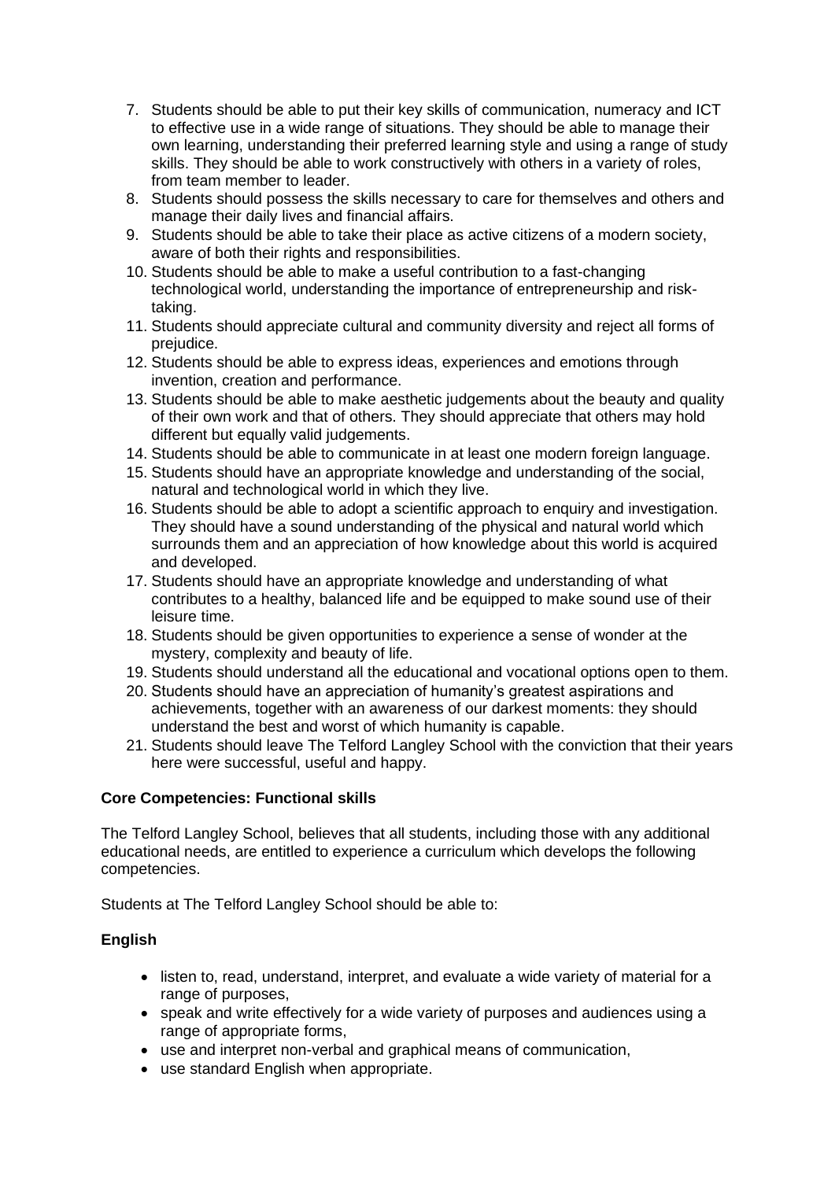7. Students should be able to put their key skills of communication, numeracy and ICT to effective use in a wide range of situations. They should be able to manage their own learning, understanding their preferred learning style and using a range of study skills. They should be able to work constructively with others in a variety of roles, from team member to leader.
8. Students should possess the skills necessary to care for themselves and others and manage their daily lives and financial affairs.
9. Students should be able to take their place as active citizens of a modern society, aware of both their rights and responsibilities.
10. Students should be able to make a useful contribution to a fast-changing technological world, understanding the importance of entrepreneurship and risk-taking.
11. Students should appreciate cultural and community diversity and reject all forms of prejudice.
12. Students should be able to express ideas, experiences and emotions through invention, creation and performance.
13. Students should be able to make aesthetic judgements about the beauty and quality of their own work and that of others. They should appreciate that others may hold different but equally valid judgements.
14. Students should be able to communicate in at least one modern foreign language.
15. Students should have an appropriate knowledge and understanding of the social, natural and technological world in which they live.
16. Students should be able to adopt a scientific approach to enquiry and investigation. They should have a sound understanding of the physical and natural world which surrounds them and an appreciation of how knowledge about this world is acquired and developed.
17. Students should have an appropriate knowledge and understanding of what contributes to a healthy, balanced life and be equipped to make sound use of their leisure time.
18. Students should be given opportunities to experience a sense of wonder at the mystery, complexity and beauty of life.
19. Students should understand all the educational and vocational options open to them.
20. Students should have an appreciation of humanity's greatest aspirations and achievements, together with an awareness of our darkest moments: they should understand the best and worst of which humanity is capable.
21. Students should leave The Telford Langley School with the conviction that their years here were successful, useful and happy.

**Core Competencies: Functional skills**

The Telford Langley School, believes that all students, including those with any additional educational needs, are entitled to experience a curriculum which develops the following competencies.

Students at The Telford Langley School should be able to:

**English**

- listen to, read, understand, interpret, and evaluate a wide variety of material for a range of purposes,
- speak and write effectively for a wide variety of purposes and audiences using a range of appropriate forms,
- use and interpret non-verbal and graphical means of communication,
- use standard English when appropriate.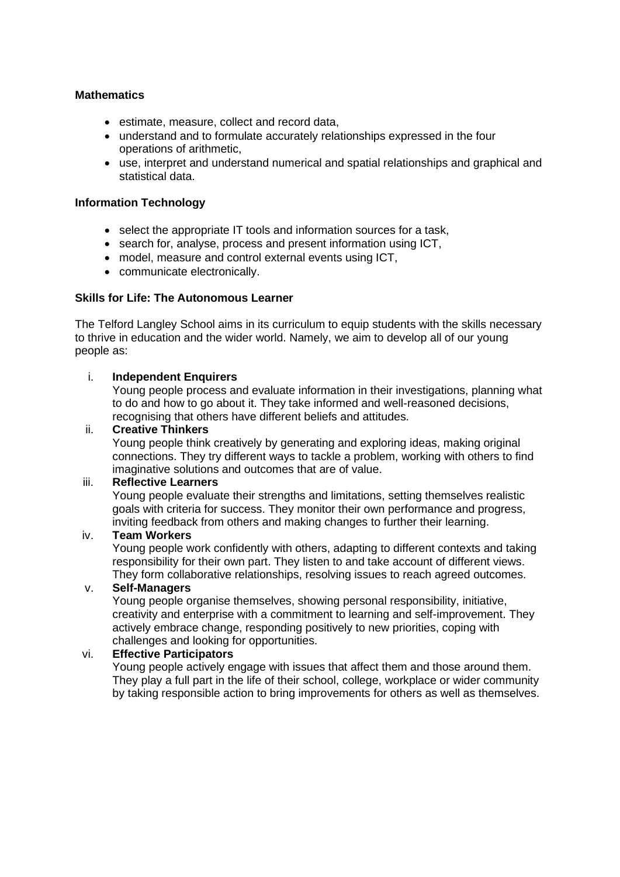**Mathematics**

- estimate, measure, collect and record data,
- understand and to formulate accurately relationships expressed in the four operations of arithmetic,
- use, interpret and understand numerical and spatial relationships and graphical and statistical data.

**Information Technology**

- select the appropriate IT tools and information sources for a task,
- search for, analyse, process and present information using ICT,
- model, measure and control external events using ICT,
- communicate electronically.

**Skills for Life: The Autonomous Learner**

The Telford Langley School aims in its curriculum to equip students with the skills necessary to thrive in education and the wider world. Namely, we aim to develop all of our young people as:

i. **Independent Enquirers**
   Young people process and evaluate information in their investigations, planning what to do and how to go about it. They take informed and well-reasoned decisions, recognising that others have different beliefs and attitudes.
ii. **Creative Thinkers**
   Young people think creatively by generating and exploring ideas, making original connections. They try different ways to tackle a problem, working with others to find imaginative solutions and outcomes that are of value.
iii. **Reflective Learners**
   Young people evaluate their strengths and limitations, setting themselves realistic goals with criteria for success. They monitor their own performance and progress, inviting feedback from others and making changes to further their learning.
iv. **Team Workers**
   Young people work confidently with others, adapting to different contexts and taking responsibility for their own part. They listen to and take account of different views. They form collaborative relationships, resolving issues to reach agreed outcomes.
v. **Self-Managers**
   Young people organise themselves, showing personal responsibility, initiative, creativity and enterprise with a commitment to learning and self-improvement. They actively embrace change, responding positively to new priorities, coping with challenges and looking for opportunities.
vi. **Effective Participators**
   Young people actively engage with issues that affect them and those around them. They play a full part in the life of their school, college, workplace or wider community by taking responsible action to bring improvements for others as well as themselves.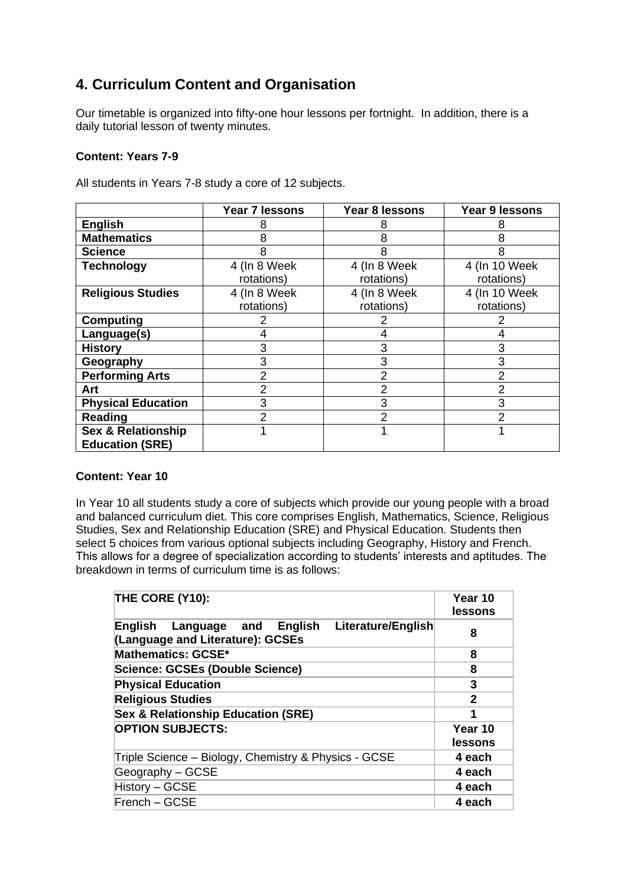## 4. Curriculum Content and Organisation

Our timetable is organized into fifty-one hour lessons per fortnight. In addition, there is a daily tutorial lesson of twenty minutes.

**Content: Years 7-9**

All students in Years 7-8 study a core of 12 subjects.

| | Year 7 lessons | Year 8 lessons | Year 9 lessons |
|---|---|---|---|
| **English** | 8 | 8 | 8 |
| **Mathematics** | 8 | 8 | 8 |
| **Science** | 8 | 8 | 8 |
| **Technology** | 4 (In 8 Week rotations) | 4 (In 8 Week rotations) | 4 (In 10 Week rotations) |
| **Religious Studies** | 4 (In 8 Week rotations) | 4 (In 8 Week rotations) | 4 (In 10 Week rotations) |
| **Computing** | 2 | 2 | 2 |
| **Language(s)** | 4 | 4 | 4 |
| **History** | 3 | 3 | 3 |
| **Geography** | 3 | 3 | 3 |
| **Performing Arts** | 2 | 2 | 2 |
| **Art** | 2 | 2 | 2 |
| **Physical Education** | 3 | 3 | 3 |
| **Reading** | 2 | 2 | 2 |
| **Sex & Relationship Education (SRE)** | 1 | 1 | 1 |

**Content: Year 10**

In Year 10 all students study a core of subjects which provide our young people with a broad and balanced curriculum diet. This core comprises English, Mathematics, Science, Religious Studies, Sex and Relationship Education (SRE) and Physical Education. Students then select 5 choices from various optional subjects including Geography, History and French. This allows for a degree of specialization according to students' interests and aptitudes. The breakdown in terms of curriculum time is as follows:

| **THE CORE (Y10):** | **Year 10 lessons** |
|---|---|
| **English Language and English Literature/English (Language and Literature): GCSEs** | **8** |
| **Mathematics: GCSE*** | **8** |
| **Science: GCSEs (Double Science)** | **8** |
| **Physical Education** | **3** |
| **Religious Studies** | **2** |
| **Sex & Relationship Education (SRE)** | **1** |
| **OPTION SUBJECTS:** | **Year 10 lessons** |
| Triple Science – Biology, Chemistry & Physics - GCSE | **4 each** |
| Geography – GCSE | **4 each** |
| History – GCSE | **4 each** |
| French – GCSE | **4 each** |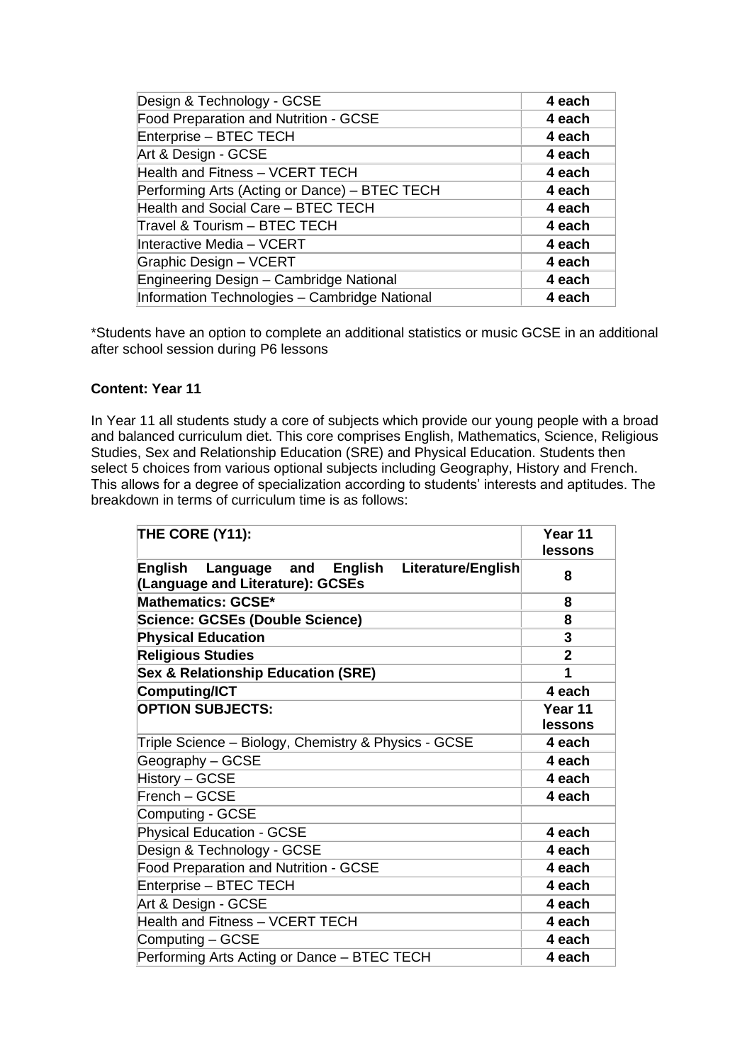| | |
|---|---|
| Design & Technology - GCSE | **4 each** |
| Food Preparation and Nutrition - GCSE | **4 each** |
| Enterprise – BTEC TECH | **4 each** |
| Art & Design - GCSE | **4 each** |
| Health and Fitness – VCERT TECH | **4 each** |
| Performing Arts (Acting or Dance) – BTEC TECH | **4 each** |
| Health and Social Care – BTEC TECH | **4 each** |
| Travel & Tourism – BTEC TECH | **4 each** |
| Interactive Media – VCERT | **4 each** |
| Graphic Design – VCERT | **4 each** |
| Engineering Design – Cambridge National | **4 each** |
| Information Technologies – Cambridge National | **4 each** |

*Students have an option to complete an additional statistics or music GCSE in an additional after school session during P6 lessons

**Content: Year 11**

In Year 11 all students study a core of subjects which provide our young people with a broad and balanced curriculum diet. This core comprises English, Mathematics, Science, Religious Studies, Sex and Relationship Education (SRE) and Physical Education. Students then select 5 choices from various optional subjects including Geography, History and French. This allows for a degree of specialization according to students' interests and aptitudes. The breakdown in terms of curriculum time is as follows:

| **THE CORE (Y11):** | **Year 11 lessons** |
|---|---|
| **English Language and English Literature/English (Language and Literature): GCSEs** | **8** |
| **Mathematics: GCSE*** | **8** |
| **Science: GCSEs (Double Science)** | **8** |
| **Physical Education** | **3** |
| **Religious Studies** | **2** |
| **Sex & Relationship Education (SRE)** | **1** |
| **Computing/ICT** | **4 each** |
| **OPTION SUBJECTS:** | **Year 11 lessons** |
| Triple Science – Biology, Chemistry & Physics - GCSE | **4 each** |
| Geography – GCSE | **4 each** |
| History – GCSE | **4 each** |
| French – GCSE | **4 each** |
| Computing - GCSE | |
| Physical Education - GCSE | **4 each** |
| Design & Technology - GCSE | **4 each** |
| Food Preparation and Nutrition - GCSE | **4 each** |
| Enterprise – BTEC TECH | **4 each** |
| Art & Design - GCSE | **4 each** |
| Health and Fitness – VCERT TECH | **4 each** |
| Computing – GCSE | **4 each** |
| Performing Arts Acting or Dance – BTEC TECH | **4 each** |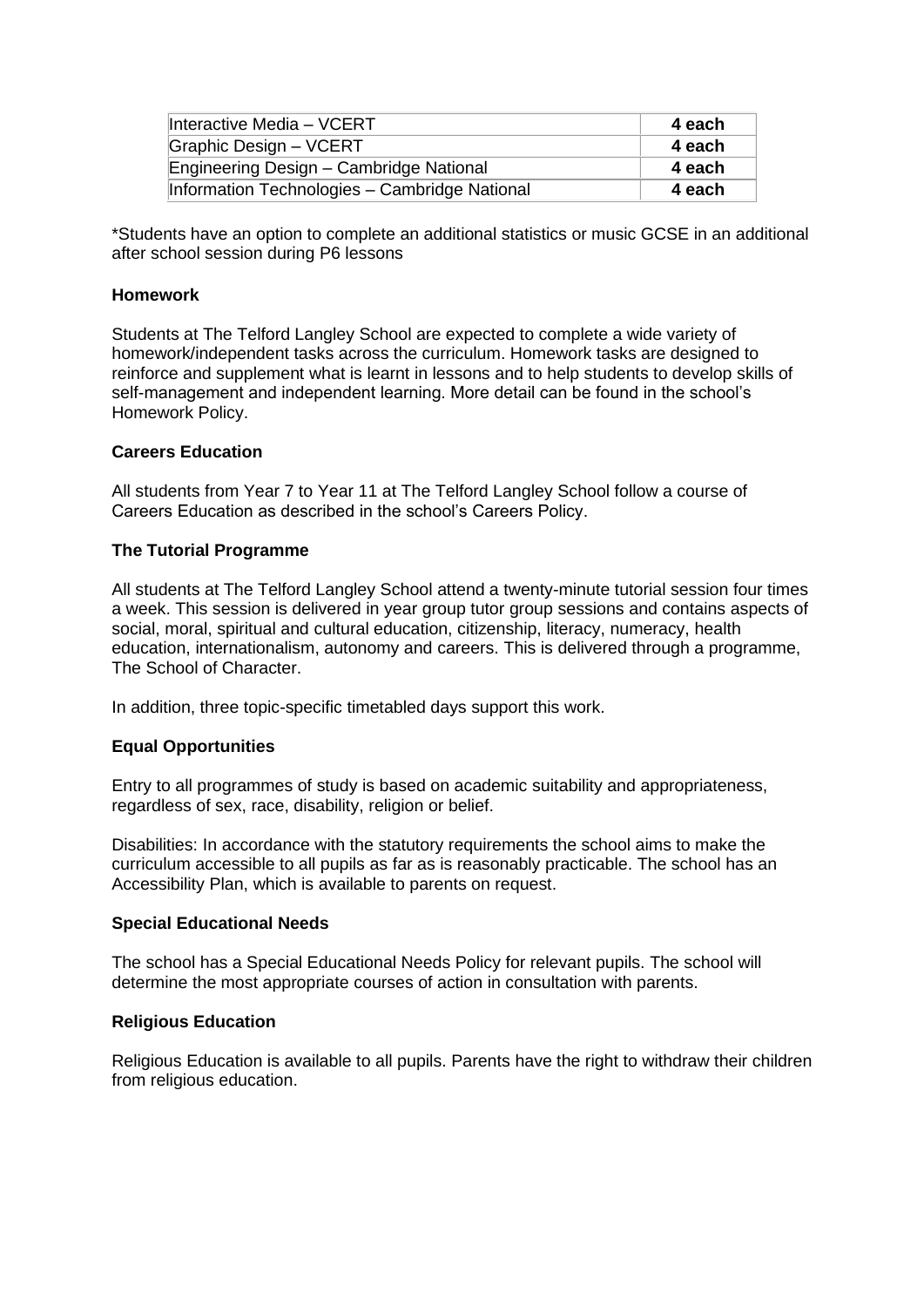| | |
|---|---|
| Interactive Media – VCERT | **4 each** |
| Graphic Design – VCERT | **4 each** |
| Engineering Design – Cambridge National | **4 each** |
| Information Technologies – Cambridge National | **4 each** |

*Students have an option to complete an additional statistics or music GCSE in an additional after school session during P6 lessons

**Homework**

Students at The Telford Langley School are expected to complete a wide variety of homework/independent tasks across the curriculum. Homework tasks are designed to reinforce and supplement what is learnt in lessons and to help students to develop skills of self-management and independent learning. More detail can be found in the school's Homework Policy.

**Careers Education**

All students from Year 7 to Year 11 at The Telford Langley School follow a course of Careers Education as described in the school's Careers Policy.

**The Tutorial Programme**

All students at The Telford Langley School attend a twenty-minute tutorial session four times a week. This session is delivered in year group tutor group sessions and contains aspects of social, moral, spiritual and cultural education, citizenship, literacy, numeracy, health education, internationalism, autonomy and careers. This is delivered through a programme, The School of Character.

In addition, three topic-specific timetabled days support this work.

**Equal Opportunities**

Entry to all programmes of study is based on academic suitability and appropriateness, regardless of sex, race, disability, religion or belief.

Disabilities: In accordance with the statutory requirements the school aims to make the curriculum accessible to all pupils as far as is reasonably practicable. The school has an Accessibility Plan, which is available to parents on request.

**Special Educational Needs**

The school has a Special Educational Needs Policy for relevant pupils. The school will determine the most appropriate courses of action in consultation with parents.

**Religious Education**

Religious Education is available to all pupils. Parents have the right to withdraw their children from religious education.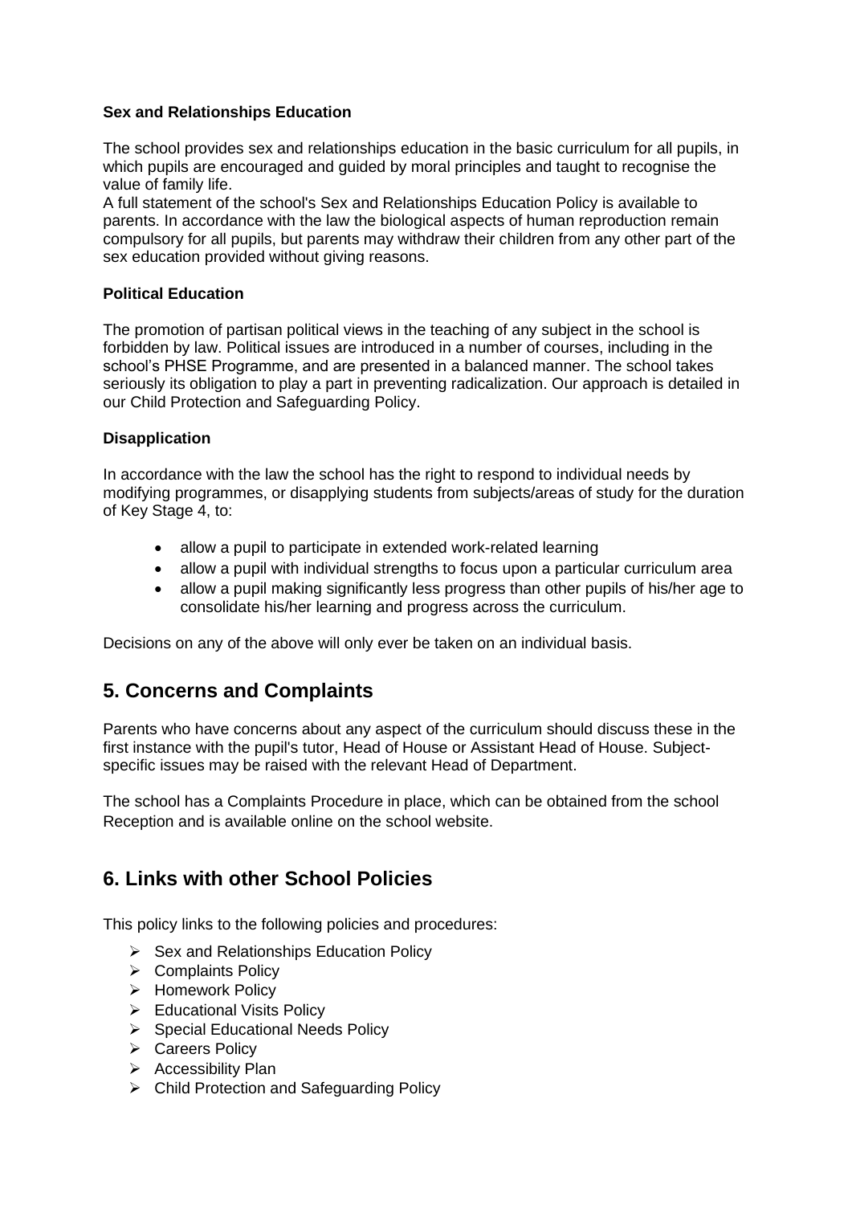**Sex and Relationships Education**

The school provides sex and relationships education in the basic curriculum for all pupils, in which pupils are encouraged and guided by moral principles and taught to recognise the value of family life.
A full statement of the school's Sex and Relationships Education Policy is available to parents. In accordance with the law the biological aspects of human reproduction remain compulsory for all pupils, but parents may withdraw their children from any other part of the sex education provided without giving reasons.

**Political Education**

The promotion of partisan political views in the teaching of any subject in the school is forbidden by law. Political issues are introduced in a number of courses, including in the school's PHSE Programme, and are presented in a balanced manner. The school takes seriously its obligation to play a part in preventing radicalization. Our approach is detailed in our Child Protection and Safeguarding Policy.

**Disapplication**

In accordance with the law the school has the right to respond to individual needs by modifying programmes, or disapplying students from subjects/areas of study for the duration of Key Stage 4, to:

- allow a pupil to participate in extended work-related learning
- allow a pupil with individual strengths to focus upon a particular curriculum area
- allow a pupil making significantly less progress than other pupils of his/her age to consolidate his/her learning and progress across the curriculum.

Decisions on any of the above will only ever be taken on an individual basis.

## 5. Concerns and Complaints

Parents who have concerns about any aspect of the curriculum should discuss these in the first instance with the pupil's tutor, Head of House or Assistant Head of House. Subject-specific issues may be raised with the relevant Head of Department.

The school has a Complaints Procedure in place, which can be obtained from the school Reception and is available online on the school website.

## 6. Links with other School Policies

This policy links to the following policies and procedures:

- Sex and Relationships Education Policy
- Complaints Policy
- Homework Policy
- Educational Visits Policy
- Special Educational Needs Policy
- Careers Policy
- Accessibility Plan
- Child Protection and Safeguarding Policy